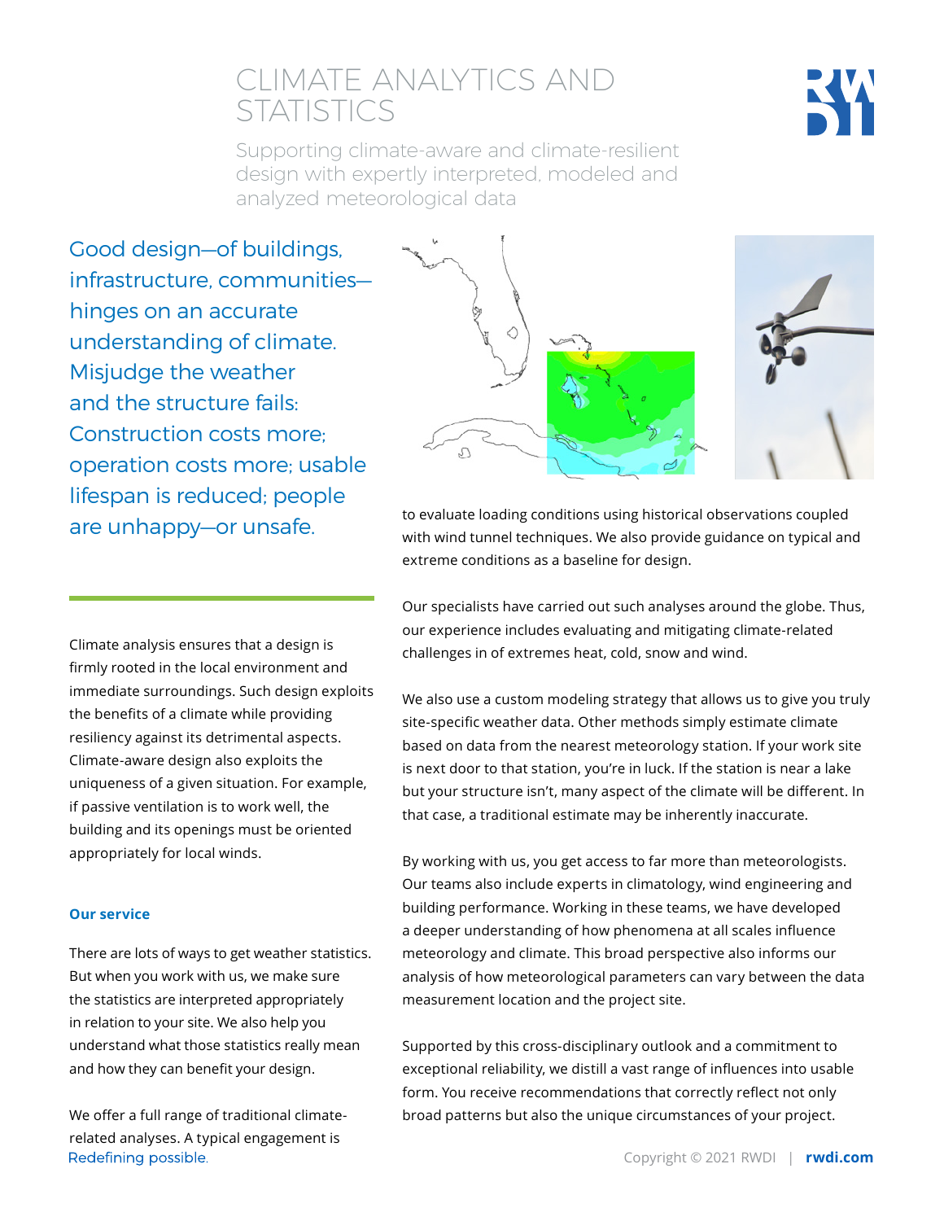# CLIMATE ANALYTICS AND STATISTICS

Supporting climate-aware and climate-resilient design with expertly interpreted, modeled and analyzed meteorological data

Good design—of buildings, infrastructure, communities—hinges on an accurate understanding of climate. Misjudge the weather and the structure fails: Construction costs more; operation costs more; usable lifespan is reduced; people are unhappy—or unsafe.

Climate analysis ensures that a design is firmly rooted in the local environment and immediate surroundings. Such design exploits the benefits of a climate while providing resiliency against its detrimental aspects. Climate-aware design also exploits the uniqueness of a given situation. For example, if passive ventilation is to work well, the building and its openings must be oriented appropriately for local winds.

**Our service**

There are lots of ways to get weather statistics. But when you work with us, we make sure the statistics are interpreted appropriately in relation to your site. We also help you understand what those statistics really mean and how they can benefit your design.

We offer a full range of traditional climate-related analyses. A typical engagement is to evaluate loading conditions using historical observations coupled with wind tunnel techniques. We also provide guidance on typical and extreme conditions as a baseline for design.

Our specialists have carried out such analyses around the globe. Thus, our experience includes evaluating and mitigating climate-related challenges in of extremes heat, cold, snow and wind.

We also use a custom modeling strategy that allows us to give you truly site-specific weather data. Other methods simply estimate climate based on data from the nearest meteorology station. If your work site is next door to that station, you're in luck. If the station is near a lake but your structure isn't, many aspect of the climate will be different. In that case, a traditional estimate may be inherently inaccurate.

By working with us, you get access to far more than meteorologists. Our teams also include experts in climatology, wind engineering and building performance. Working in these teams, we have developed a deeper understanding of how phenomena at all scales influence meteorology and climate. This broad perspective also informs our analysis of how meteorological parameters can vary between the data measurement location and the project site.

Supported by this cross-disciplinary outlook and a commitment to exceptional reliability, we distill a vast range of influences into usable form. You receive recommendations that correctly reflect not only broad patterns but also the unique circumstances of your project.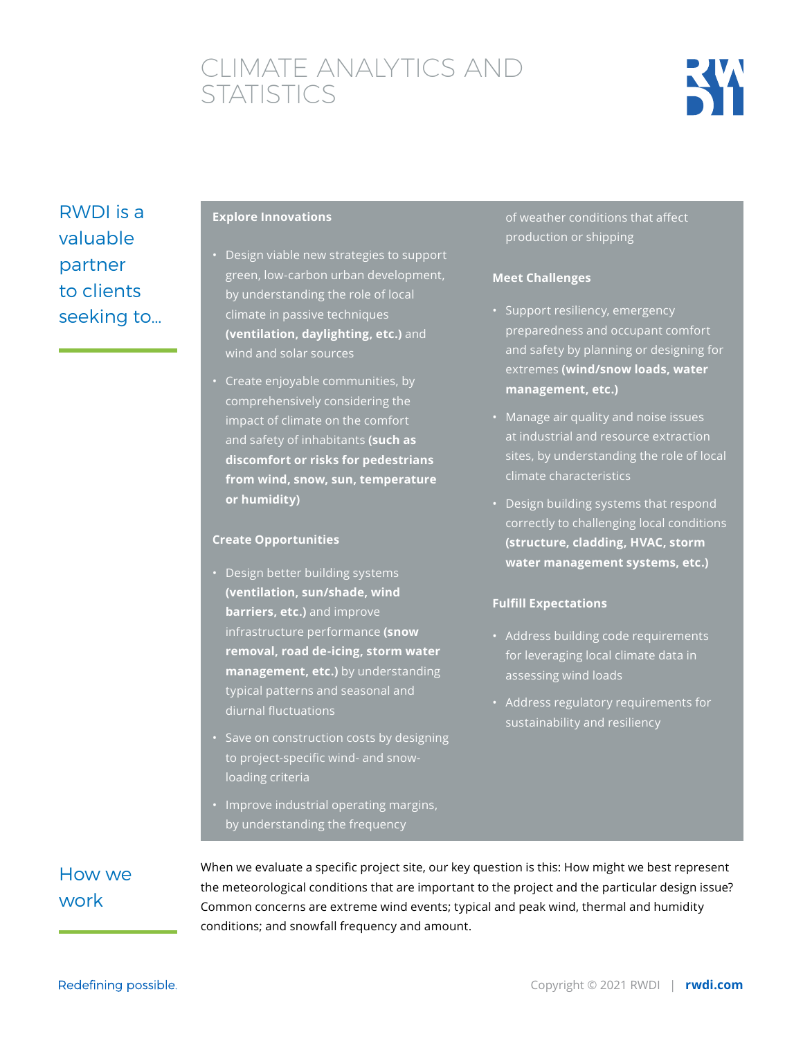# CLIMATE ANALYTICS AND STATISTICS

## RWDI is a valuable partner to clients seeking to...

### Explore Innovations

- Design viable new strategies to support green, low-carbon urban development, by understanding the role of local climate in passive techniques **(ventilation, daylighting, etc.)** and wind and solar sources
- Create enjoyable communities, by comprehensively considering the impact of climate on the comfort and safety of inhabitants **(such as discomfort or risks for pedestrians from wind, snow, sun, temperature or humidity)**

### Create Opportunities

- Design better building systems **(ventilation, sun/shade, wind barriers, etc.)** and improve infrastructure performance **(snow removal, road de-icing, storm water management, etc.)** by understanding typical patterns and seasonal and diurnal fluctuations
- Save on construction costs by designing to project-specific wind- and snow-loading criteria
- Improve industrial operating margins, by understanding the frequency of weather conditions that affect production or shipping

### Meet Challenges

- Support resiliency, emergency preparedness and occupant comfort and safety by planning or designing for extremes **(wind/snow loads, water management, etc.)**
- Manage air quality and noise issues at industrial and resource extraction sites, by understanding the role of local climate characteristics
- Design building systems that respond correctly to challenging local conditions **(structure, cladding, HVAC, storm water management systems, etc.)**

### Fulfill Expectations

- Address building code requirements for leveraging local climate data in assessing wind loads
- Address regulatory requirements for sustainability and resiliency

## How we work

When we evaluate a specific project site, our key question is this: How might we best represent the meteorological conditions that are important to the project and the particular design issue? Common concerns are extreme wind events; typical and peak wind, thermal and humidity conditions; and snowfall frequency and amount.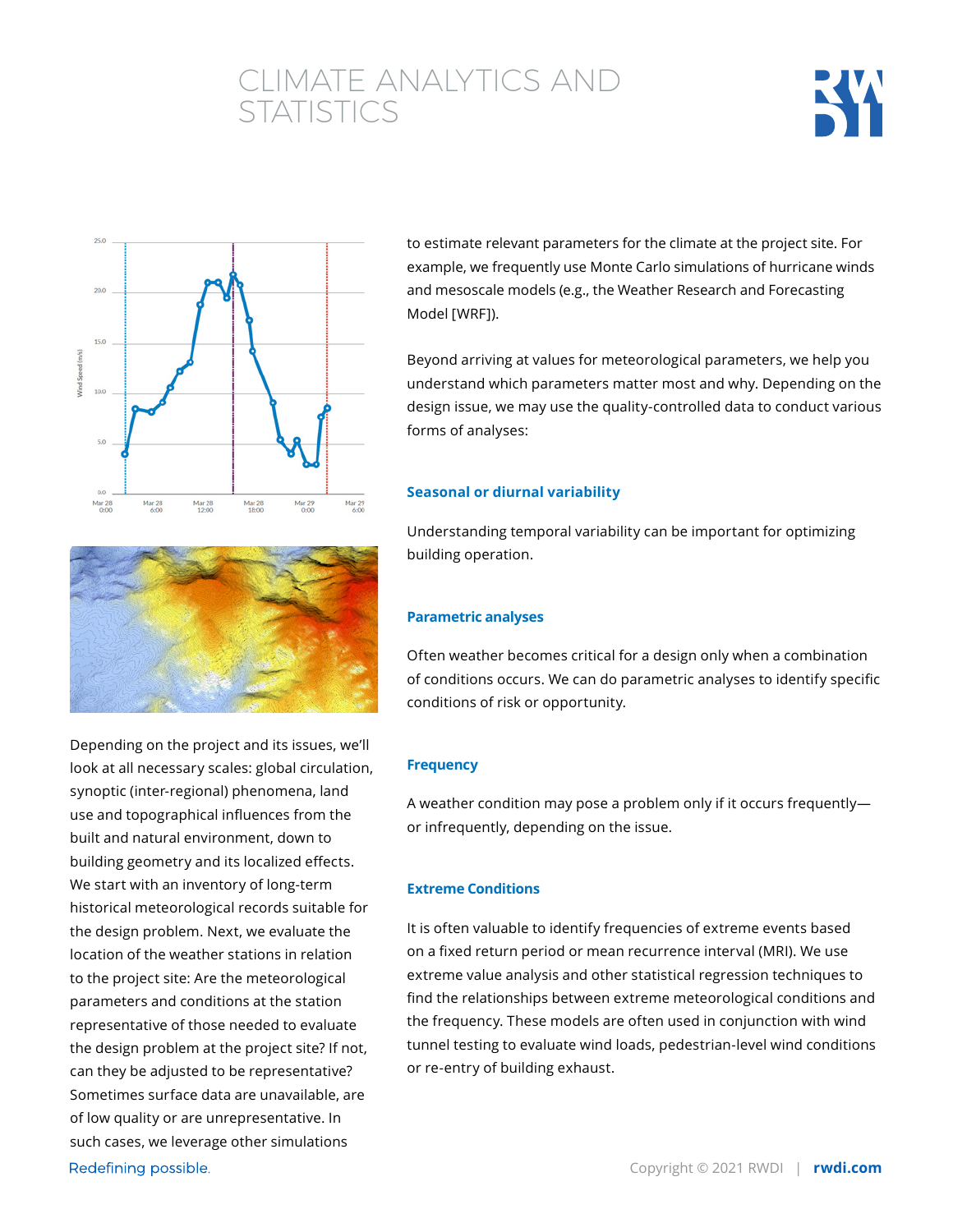# CLIMATE ANALYTICS AND STATISTICS

25.0
20.0
15.0
10.0
5.0
0.0
Wind Speed (m/s)
Mar 28 0:00
Mar 28 6:00
Mar 28 12:00
Mar 28 18:00
Mar 29 0:00
Mar 29 6:00

Depending on the project and its issues, we'll look at all necessary scales: global circulation, synoptic (inter-regional) phenomena, land use and topographical influences from the built and natural environment, down to building geometry and its localized effects. We start with an inventory of long-term historical meteorological records suitable for the design problem. Next, we evaluate the location of the weather stations in relation to the project site: Are the meteorological parameters and conditions at the station representative of those needed to evaluate the design problem at the project site? If not, can they be adjusted to be representative? Sometimes surface data are unavailable, are of low quality or are unrepresentative. In such cases, we leverage other simulations to estimate relevant parameters for the climate at the project site. For example, we frequently use Monte Carlo simulations of hurricane winds and mesoscale models (e.g., the Weather Research and Forecasting Model [WRF]).

Beyond arriving at values for meteorological parameters, we help you understand which parameters matter most and why. Depending on the design issue, we may use the quality-controlled data to conduct various forms of analyses:

### Seasonal or diurnal variability

Understanding temporal variability can be important for optimizing building operation.

### Parametric analyses

Often weather becomes critical for a design only when a combination of conditions occurs. We can do parametric analyses to identify specific conditions of risk or opportunity.

### Frequency

A weather condition may pose a problem only if it occurs frequently—or infrequently, depending on the issue.

### Extreme Conditions

It is often valuable to identify frequencies of extreme events based on a fixed return period or mean recurrence interval (MRI). We use extreme value analysis and other statistical regression techniques to find the relationships between extreme meteorological conditions and the frequency. These models are often used in conjunction with wind tunnel testing to evaluate wind loads, pedestrian-level wind conditions or re-entry of building exhaust.